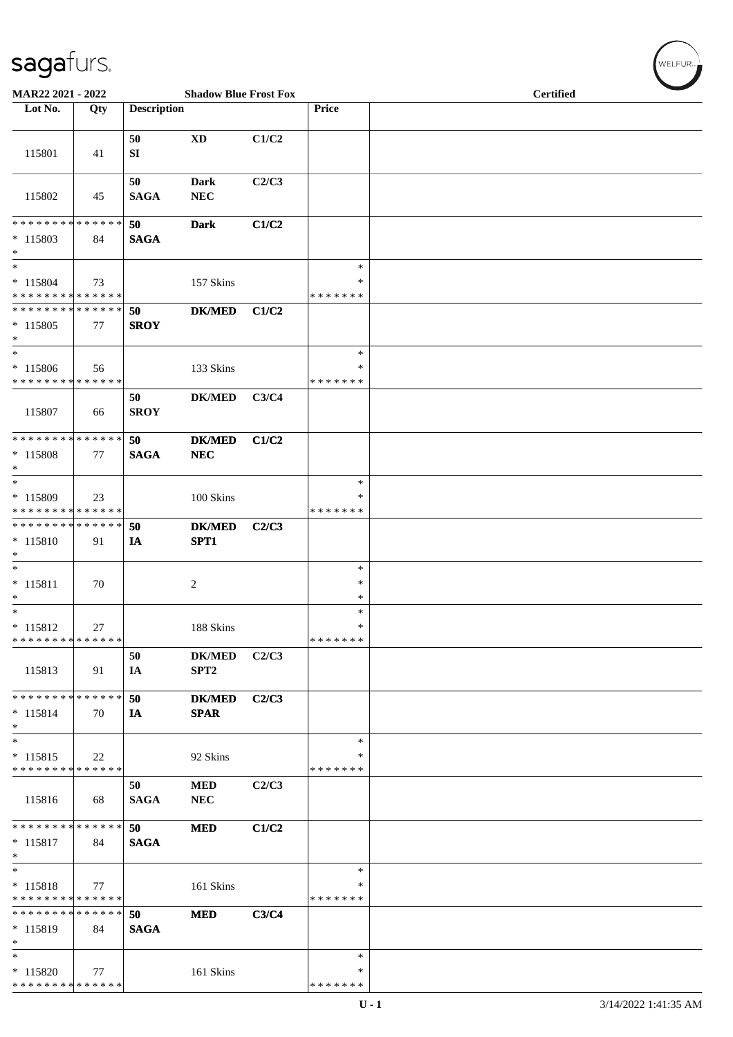**MAR22 2021 - 2022** **Shadow Blue Frost Fox** **Certified**

| Lot No. | Qty | Description | | | Price | |
|---|---|---|---|---|---|---|
| 115801 | 41 | 50 SI | XD | C1/C2 | | |
| 115802 | 45 | 50 SAGA | Dark NEC | C2/C3 | | |
| * * * * * * * * * * * * * * 115803 * | 84 | 50 SAGA | Dark | C1/C2 | | |
| * 115804 * * * * * * * * * * * * * * | 73 | | 157 Skins | | * * * * * * * * * | |
| * * * * * * * * * * * * * * 115805 * | 77 | 50 SROY | DK/MED | C1/C2 | | |
| * 115806 * * * * * * * * * * * * * * | 56 | | 133 Skins | | * * * * * * * * * | |
| 115807 | 66 | 50 SROY | DK/MED | C3/C4 | | |
| * * * * * * * * * * * * * * 115808 * | 77 | 50 SAGA | DK/MED NEC | C1/C2 | | |
| * 115809 * * * * * * * * * * * * * * | 23 | | 100 Skins | | * * * * * * * * * | |
| * * * * * * * * * * * * * * 115810 * | 91 | 50 IA | DK/MED SPT1 | C2/C3 | | |
| * 115811 * | 70 | | 2 | | * * * | |
| * 115812 * * * * * * * * * * * * * * | 27 | | 188 Skins | | * * * * * * * * * | |
| 115813 | 91 | 50 IA | DK/MED SPT2 | C2/C3 | | |
| * * * * * * * * * * * * * * 115814 * | 70 | 50 IA | DK/MED SPAR | C2/C3 | | |
| * 115815 * * * * * * * * * * * * * * | 22 | | 92 Skins | | * * * * * * * * * | |
| 115816 | 68 | 50 SAGA | MED NEC | C2/C3 | | |
| * * * * * * * * * * * * * * 115817 * | 84 | 50 SAGA | MED | C1/C2 | | |
| * 115818 * * * * * * * * * * * * * * | 77 | | 161 Skins | | * * * * * * * * * | |
| * * * * * * * * * * * * * * 115819 * | 84 | 50 SAGA | MED | C3/C4 | | |
| * 115820 * * * * * * * * * * * * * * | 77 | | 161 Skins | | * * * * * * * * * | |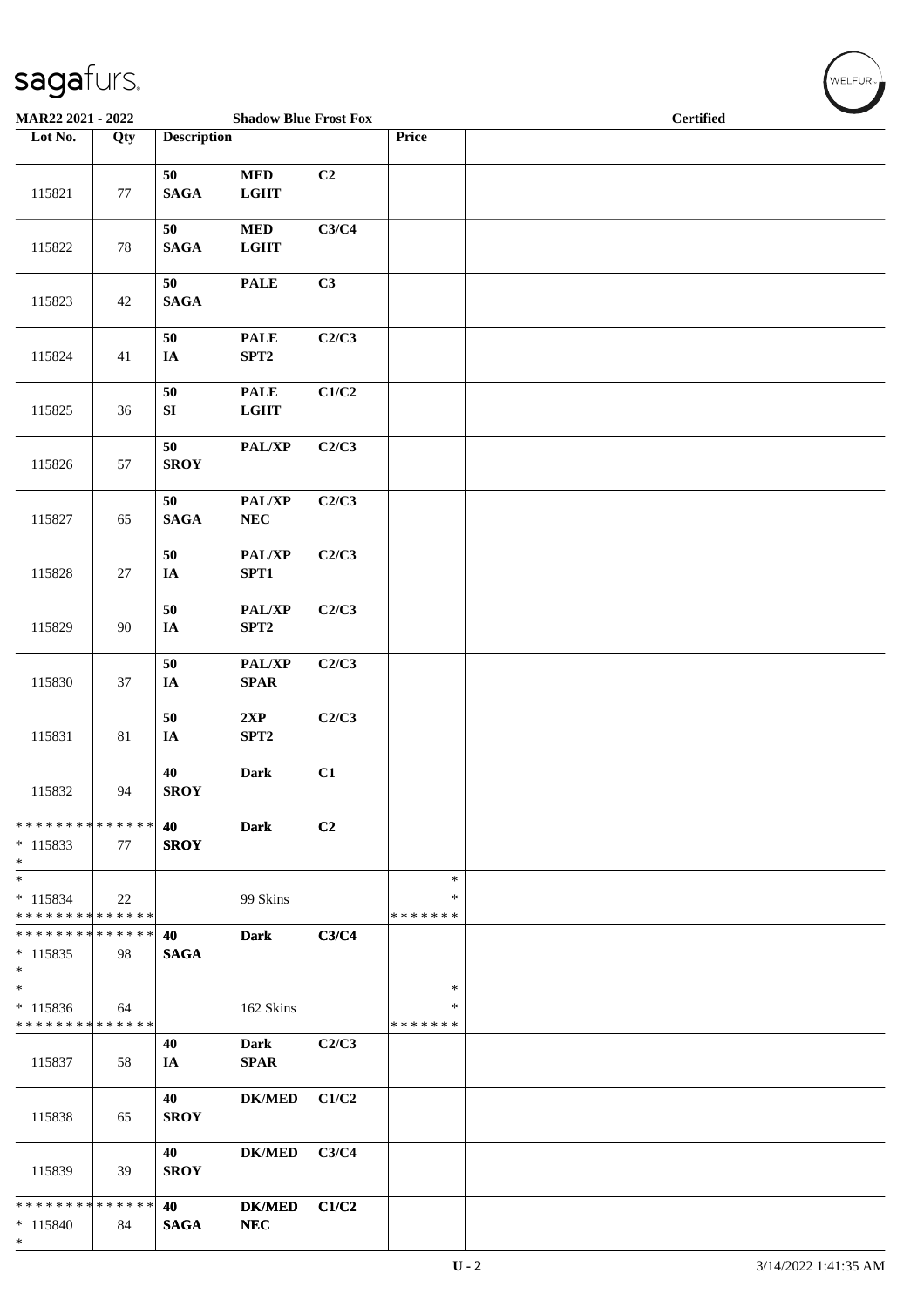MAR22 2021 - 2022 | Shadow Blue Frost Fox | Certified

| Lot No. | Qty | Description | | | Price | |
|---|---|---|---|---|---|---|
| 115821 | 77 | 50 SAGA | MED LGHT | C2 | | |
| 115822 | 78 | 50 SAGA | MED LGHT | C3/C4 | | |
| 115823 | 42 | 50 SAGA | PALE | C3 | | |
| 115824 | 41 | 50 IA | PALE SPT2 | C2/C3 | | |
| 115825 | 36 | 50 SI | PALE LGHT | C1/C2 | | |
| 115826 | 57 | 50 SROY | PAL/XP | C2/C3 | | |
| 115827 | 65 | 50 SAGA | PAL/XP NEC | C2/C3 | | |
| 115828 | 27 | 50 IA | PAL/XP SPT1 | C2/C3 | | |
| 115829 | 90 | 50 IA | PAL/XP SPT2 | C2/C3 | | |
| 115830 | 37 | 50 IA | PAL/XP SPAR | C2/C3 | | |
| 115831 | 81 | 50 IA | 2XP SPT2 | C2/C3 | | |
| 115832 | 94 | 40 SROY | Dark | C1 | | |
| * * * * * * * * * * * * * * <br>* 115833<br>* | 77 | 40 SROY | Dark | C2 | | |
| *<br>* 115834<br>* * * * * * * * * * * * * * | 22 | | 99 Skins | | *<br>*<br>* * * * * * * | |
| * * * * * * * * * * * * * * <br>* 115835<br>* | 98 | 40 SAGA | Dark | C3/C4 | | |
| *<br>* 115836<br>* * * * * * * * * * * * * * | 64 | | 162 Skins | | *<br>*<br>* * * * * * * | |
| 115837 | 58 | 40 IA | Dark SPAR | C2/C3 | | |
| 115838 | 65 | 40 SROY | DK/MED | C1/C2 | | |
| 115839 | 39 | 40 SROY | DK/MED | C3/C4 | | |
| * * * * * * * * * * * * * * <br>* 115840<br>* | 84 | 40 SAGA | DK/MED NEC | C1/C2 | | |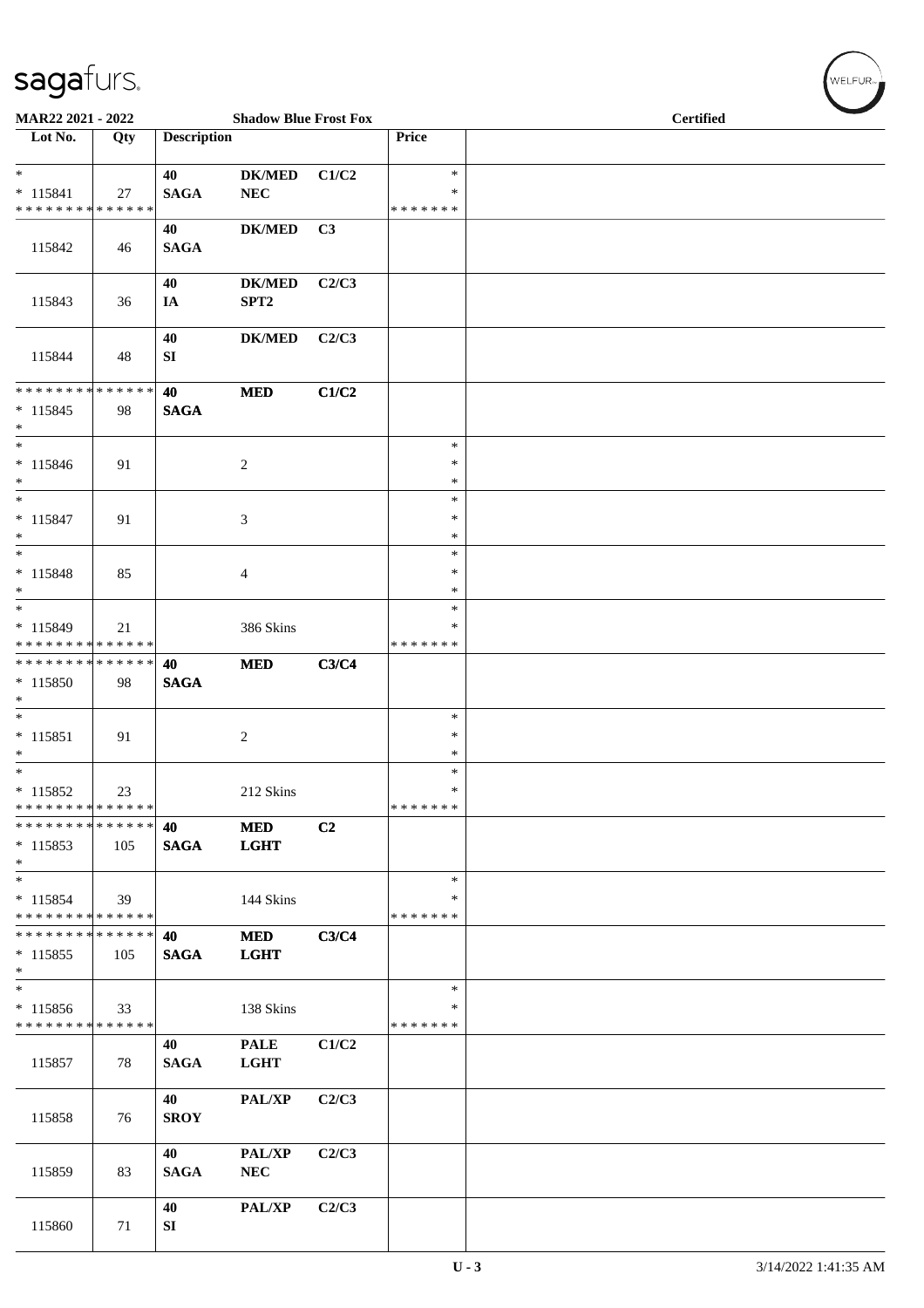MAR22 2021 - 2022 | Shadow Blue Frost Fox | Certified

| Lot No. | Qty | Description | | | Price | |
|---|---|---|---|---|---|---|
| * | | 40 | DK/MED | C1/C2 | * | |
| * 115841 | 27 | SAGA | NEC | | * | |
| * * * * * * * * * * * * * * | | | | | * * * * * * * | |
| 115842 | 46 | 40 SAGA | DK/MED | C3 | | |
| 115843 | 36 | 40 IA | DK/MED SPT2 | C2/C3 | | |
| 115844 | 48 | 40 SI | DK/MED | C2/C3 | | |
| * * * * * * * * * * * * * * | | 40 | MED | C1/C2 | | |
| * 115845 | 98 | SAGA | | | | |
| * | | | | | | |
| * 115846 | 91 | | 2 | | * * * | |
| * 115847 | 91 | | 3 | | * * * | |
| * 115848 | 85 | | 4 | | * * * | |
| * 115849 | 21 | | 386 Skins | | * * | |
| * * * * * * * * * * * * * * | | | | | * * * * * * * | |
| * * * * * * * * * * * * * * | | 40 | MED | C3/C4 | | |
| * 115850 | 98 | SAGA | | | | |
| * | | | | | | |
| * 115851 | 91 | | 2 | | * * * | |
| * 115852 | 23 | | 212 Skins | | * * | |
| * * * * * * * * * * * * * * | | | | | * * * * * * * | |
| * * * * * * * * * * * * * * | | 40 | MED | C2 | | |
| * 115853 | 105 | SAGA | LGHT | | | |
| * | | | | | | |
| * 115854 | 39 | | 144 Skins | | * * | |
| * * * * * * * * * * * * * * | | | | | * * * * * * * | |
| * * * * * * * * * * * * * * | | 40 | MED | C3/C4 | | |
| * 115855 | 105 | SAGA | LGHT | | | |
| * | | | | | | |
| * 115856 | 33 | | 138 Skins | | * * | |
| * * * * * * * * * * * * * * | | | | | * * * * * * * | |
| 115857 | 78 | 40 SAGA | PALE LGHT | C1/C2 | | |
| 115858 | 76 | 40 SROY | PAL/XP | C2/C3 | | |
| 115859 | 83 | 40 SAGA | PAL/XP NEC | C2/C3 | | |
| 115860 | 71 | 40 SI | PAL/XP | C2/C3 | | |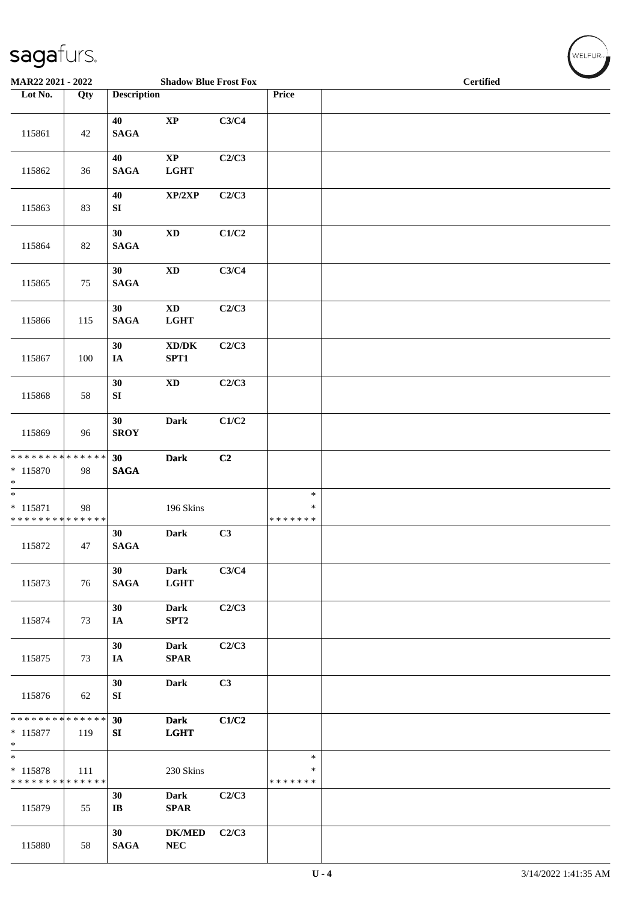**MAR22 2021 - 2022** **Shadow Blue Frost Fox** **Certified**

| Lot No. | Qty | Description | | | Price | |
|---|---|---|---|---|---|---|
| 115861 | 42 | 40 SAGA | XP | C3/C4 | | |
| 115862 | 36 | 40 SAGA | XP LGHT | C2/C3 | | |
| 115863 | 83 | 40 SI | XP/2XP | C2/C3 | | |
| 115864 | 82 | 30 SAGA | XD | C1/C2 | | |
| 115865 | 75 | 30 SAGA | XD | C3/C4 | | |
| 115866 | 115 | 30 SAGA | XD LGHT | C2/C3 | | |
| 115867 | 100 | 30 IA | XD/DK SPT1 | C2/C3 | | |
| 115868 | 58 | 30 SI | XD | C2/C3 | | |
| 115869 | 96 | 30 SROY | Dark | C1/C2 | | |
| * * * * * * * * * * * * * * * 115870 * | 98 | 30 SAGA | Dark | C2 | | |
| * * 115871 * * * * * * * * * * * * * * | 98 | | 196 Skins | | * * * * * * * * * | |
| 115872 | 47 | 30 SAGA | Dark | C3 | | |
| 115873 | 76 | 30 SAGA | Dark LGHT | C3/C4 | | |
| 115874 | 73 | 30 IA | Dark SPT2 | C2/C3 | | |
| 115875 | 73 | 30 IA | Dark SPAR | C2/C3 | | |
| 115876 | 62 | 30 SI | Dark | C3 | | |
| * * * * * * * * * * * * * * * 115877 * | 119 | 30 SI | Dark LGHT | C1/C2 | | |
| * * 115878 * * * * * * * * * * * * * * | 111 | | 230 Skins | | * * * * * * * * * | |
| 115879 | 55 | 30 IB | Dark SPAR | C2/C3 | | |
| 115880 | 58 | 30 SAGA | DK/MED NEC | C2/C3 | | |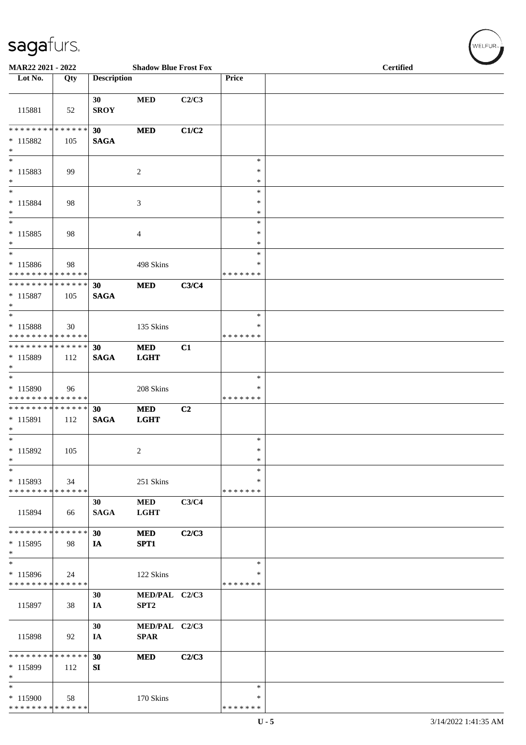MAR22 2021 - 2022 Shadow Blue Frost Fox Certified

| Lot No. | Qty | Description | | | Price | |
|---|---|---|---|---|---|---|
| 115881 | 52 | 30 SROY | MED | C2/C3 | | |
| * * * * * * * * * * * * * * * 115882 * | 105 | 30 SAGA | MED | C1/C2 | | |
| * * 115883 * | 99 | | 2 | | * * * | |
| * * 115884 * | 98 | | 3 | | * * * | |
| * * 115885 * | 98 | | 4 | | * * * | |
| * * 115886 * * * * * * * * * * * * * * | 98 | | 498 Skins | | * * * * * * * * * | |
| * * * * * * * * * * * * * * * 115887 * | 105 | 30 SAGA | MED | C3/C4 | | |
| * * 115888 * * * * * * * * * * * * * * | 30 | | 135 Skins | | * * * * * * * * | |
| * * * * * * * * * * * * * * * 115889 * | 112 | 30 SAGA | MED LGHT | C1 | | |
| * * 115890 * * * * * * * * * * * * * * | 96 | | 208 Skins | | * * * * * * * * | |
| * * * * * * * * * * * * * * * 115891 * | 112 | 30 SAGA | MED LGHT | C2 | | |
| * * 115892 * | 105 | | 2 | | * * * | |
| * * 115893 * * * * * * * * * * * * * * | 34 | | 251 Skins | | * * * * * * * * * | |
| 115894 | 66 | 30 SAGA | MED LGHT | C3/C4 | | |
| * * * * * * * * * * * * * * * 115895 * | 98 | 30 IA | MED SPT1 | C2/C3 | | |
| * * 115896 * * * * * * * * * * * * * * | 24 | | 122 Skins | | * * * * * * * * | |
| 115897 | 38 | 30 IA | MED/PAL SPT2 | C2/C3 | | |
| 115898 | 92 | 30 IA | MED/PAL SPAR | C2/C3 | | |
| * * * * * * * * * * * * * * * 115899 * | 112 | 30 SI | MED | C2/C3 | | |
| * * 115900 * * * * * * * * * * * * * * | 58 | | 170 Skins | | * * * * * * * * | |

3/14/2022 1:41:35 AM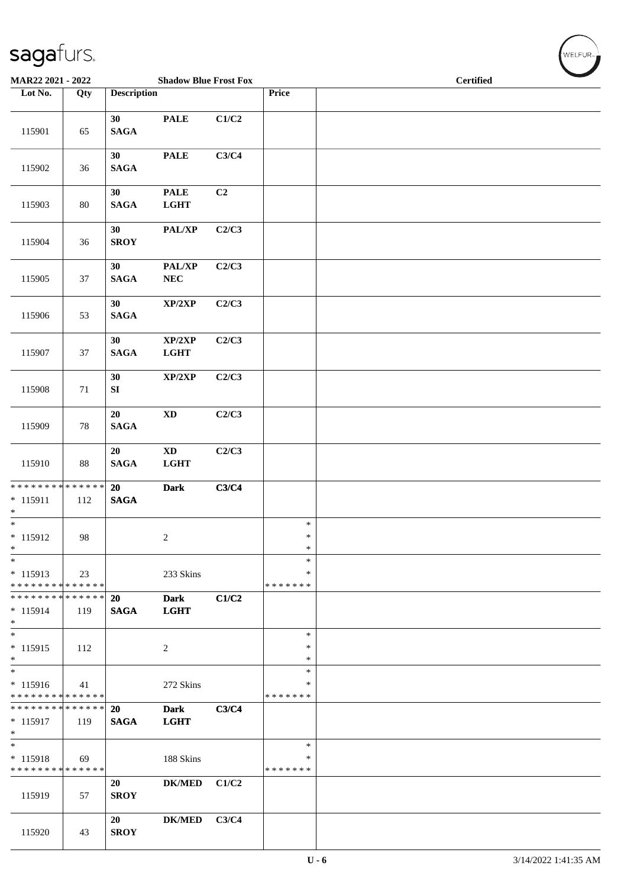MAR22 2021 - 2022 | Shadow Blue Frost Fox | Certified

| Lot No. | Qty | Description | | | Price | |
|---|---|---|---|---|---|---|
| 115901 | 65 | 30 SAGA | PALE | C1/C2 | | |
| 115902 | 36 | 30 SAGA | PALE | C3/C4 | | |
| 115903 | 80 | 30 SAGA | PALE LGHT | C2 | | |
| 115904 | 36 | 30 SROY | PAL/XP | C2/C3 | | |
| 115905 | 37 | 30 SAGA | PAL/XP NEC | C2/C3 | | |
| 115906 | 53 | 30 SAGA | XP/2XP | C2/C3 | | |
| 115907 | 37 | 30 SAGA | XP/2XP LGHT | C2/C3 | | |
| 115908 | 71 | 30 SI | XP/2XP | C2/C3 | | |
| 115909 | 78 | 20 SAGA | XD | C2/C3 | | |
| 115910 | 88 | 20 SAGA | XD LGHT | C2/C3 | | |
| * * * * * * * * * * * * * * * 115911 * | 112 | 20 SAGA | Dark | C3/C4 | | |
| * * 115912 * | 98 | | 2 | | * * * | |
| * * 115913 * * * * * * * * * * * * * * | 23 | | 233 Skins | | * * * * * * * * | |
| * * * * * * * * * * * * * * * 115914 * | 119 | 20 SAGA | Dark LGHT | C1/C2 | | |
| * * 115915 * | 112 | | 2 | | * * * | |
| * * 115916 * * * * * * * * * * * * * * | 41 | | 272 Skins | | * * * * * * * * | |
| * * * * * * * * * * * * * * * 115917 * | 119 | 20 SAGA | Dark LGHT | C3/C4 | | |
| * * 115918 * * * * * * * * * * * * * * | 69 | | 188 Skins | | * * * * * * * * | |
| 115919 | 57 | 20 SROY | DK/MED | C1/C2 | | |
| 115920 | 43 | 20 SROY | DK/MED | C3/C4 | | |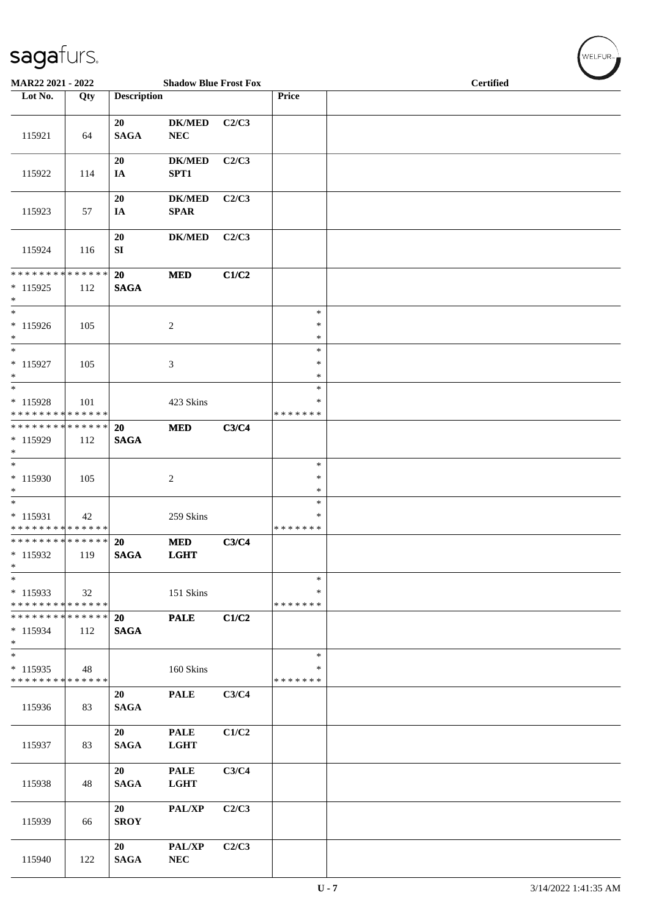**MAR22 2021 - 2022** **Shadow Blue Frost Fox** **Certified**

| Lot No. | Qty | Description | | | Price | |
|---|---|---|---|---|---|---|
| 115921 | 64 | **20 SAGA** | **DK/MED NEC** | **C2/C3** | | |
| 115922 | 114 | **20 IA** | **DK/MED SPT1** | **C2/C3** | | |
| 115923 | 57 | **20 IA** | **DK/MED SPAR** | **C2/C3** | | |
| 115924 | 116 | **20 SI** | **DK/MED** | **C2/C3** | | |
| * * * * * * * * * * * * * * * 115925 * | 112 | **20 SAGA** | **MED** | **C1/C2** | | |
| * * 115926 * | 105 | | 2 | | * * * | |
| * * 115927 * | 105 | | 3 | | * * * | |
| * * 115928 * * * * * * * * * * * * * * | 101 | | 423 Skins | | * * * * * * * * * | |
| * * * * * * * * * * * * * * * 115929 * | 112 | **20 SAGA** | **MED** | **C3/C4** | | |
| * * 115930 * | 105 | | 2 | | * * * | |
| * * 115931 * * * * * * * * * * * * * * | 42 | | 259 Skins | | * * * * * * * * * | |
| * * * * * * * * * * * * * * * 115932 * | 119 | **20 SAGA** | **MED LGHT** | **C3/C4** | | |
| * * 115933 * * * * * * * * * * * * * * | 32 | | 151 Skins | | * * * * * * * * * | |
| * * * * * * * * * * * * * * * 115934 * | 112 | **20 SAGA** | **PALE** | **C1/C2** | | |
| * * 115935 * * * * * * * * * * * * * * | 48 | | 160 Skins | | * * * * * * * * * | |
| 115936 | 83 | **20 SAGA** | **PALE** | **C3/C4** | | |
| 115937 | 83 | **20 SAGA** | **PALE LGHT** | **C1/C2** | | |
| 115938 | 48 | **20 SAGA** | **PALE LGHT** | **C3/C4** | | |
| 115939 | 66 | **20 SROY** | **PAL/XP** | **C2/C3** | | |
| 115940 | 122 | **20 SAGA** | **PAL/XP NEC** | **C2/C3** | | |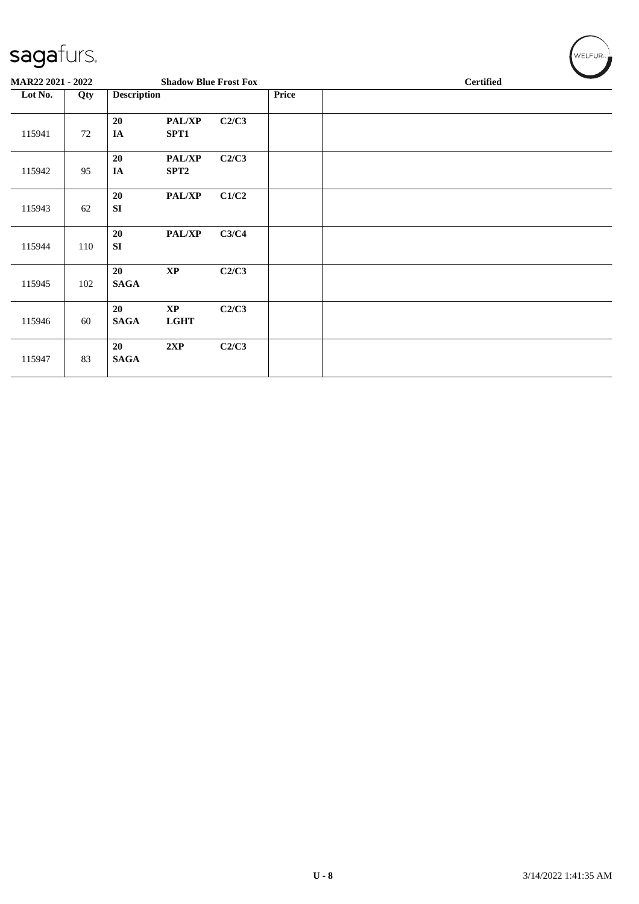sagafurs.

**MAR22 2021 - 2022** **Shadow Blue Frost Fox** **Certified**

| Lot No. | Qty | Description | | | Price | |
|---|---|---|---|---|---|---|
| 115941 | 72 | **20** **IA** | **PAL/XP** **SPT1** | **C2/C3** | | |
| 115942 | 95 | **20** **IA** | **PAL/XP** **SPT2** | **C2/C3** | | |
| 115943 | 62 | **20** **SI** | **PAL/XP** | **C1/C2** | | |
| 115944 | 110 | **20** **SI** | **PAL/XP** | **C3/C4** | | |
| 115945 | 102 | **20** **SAGA** | **XP** | **C2/C3** | | |
| 115946 | 60 | **20** **SAGA** | **XP** **LGHT** | **C2/C3** | | |
| 115947 | 83 | **20** **SAGA** | **2XP** | **C2/C3** | | |

3/14/2022 1:41:35 AM